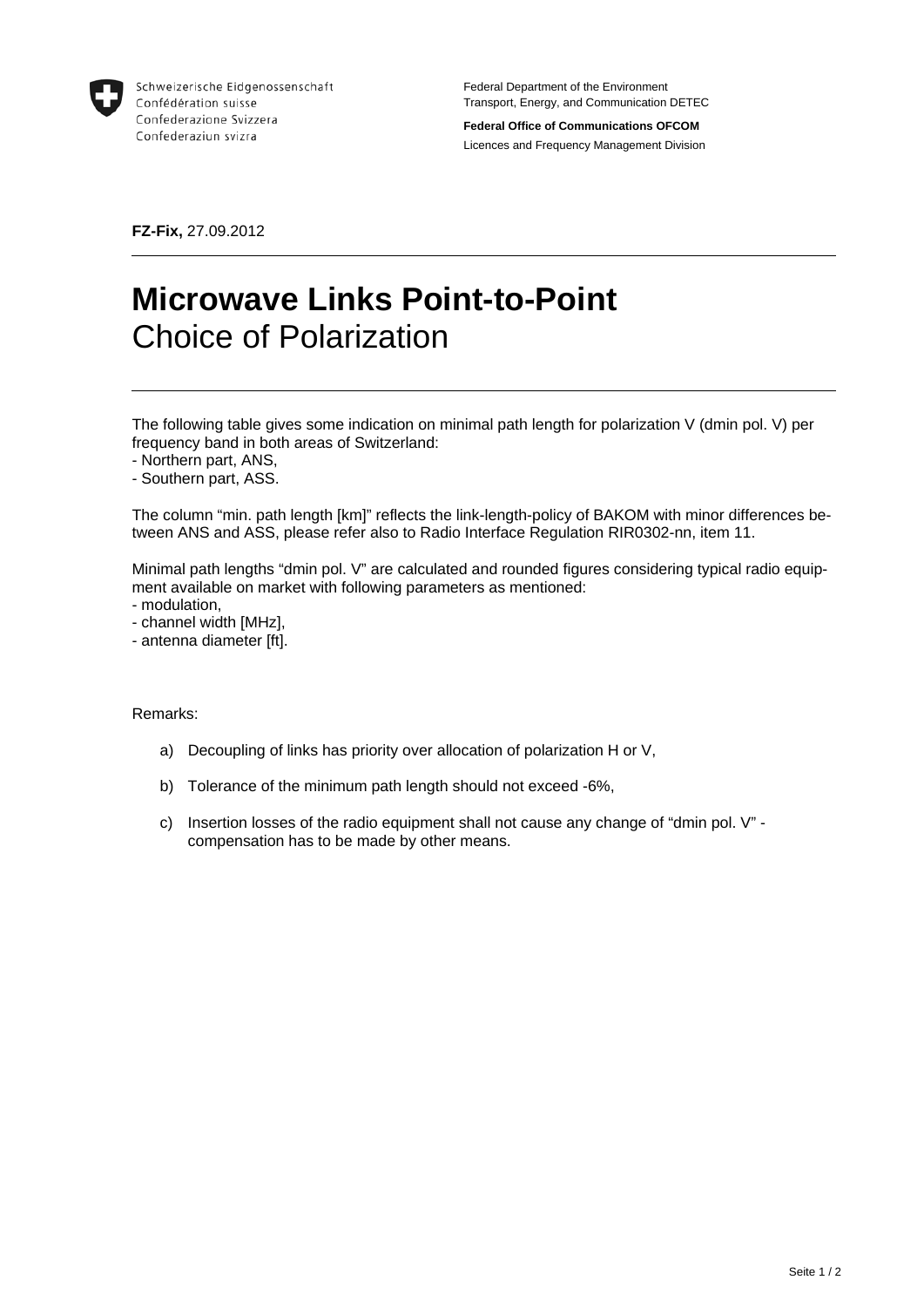Schweizerische Eidgenossenschaft
Confédération suisse
Confederazione Svizzera
Confederaziun svizra

Federal Department of the Environment
Transport, Energy, and Communication DETEC

**Federal Office of Communications OFCOM**
Licences and Frequency Management Division

**FZ-Fix,** 27.09.2012

# Microwave Links Point-to-Point
## Choice of Polarization

The following table gives some indication on minimal path length for polarization V (dmin pol. V) per frequency band in both areas of Switzerland:
- Northern part, ANS,
- Southern part, ASS.

The column "min. path length [km]" reflects the link-length-policy of BAKOM with minor differences between ANS and ASS, please refer also to Radio Interface Regulation RIR0302-nn, item 11.

Minimal path lengths "dmin pol. V" are calculated and rounded figures considering typical radio equipment available on market with following parameters as mentioned:
- modulation,
- channel width [MHz],
- antenna diameter [ft].

Remarks:

a) Decoupling of links has priority over allocation of polarization H or V,

b) Tolerance of the minimum path length should not exceed -6%,

c) Insertion losses of the radio equipment shall not cause any change of "dmin pol. V" - compensation has to be made by other means.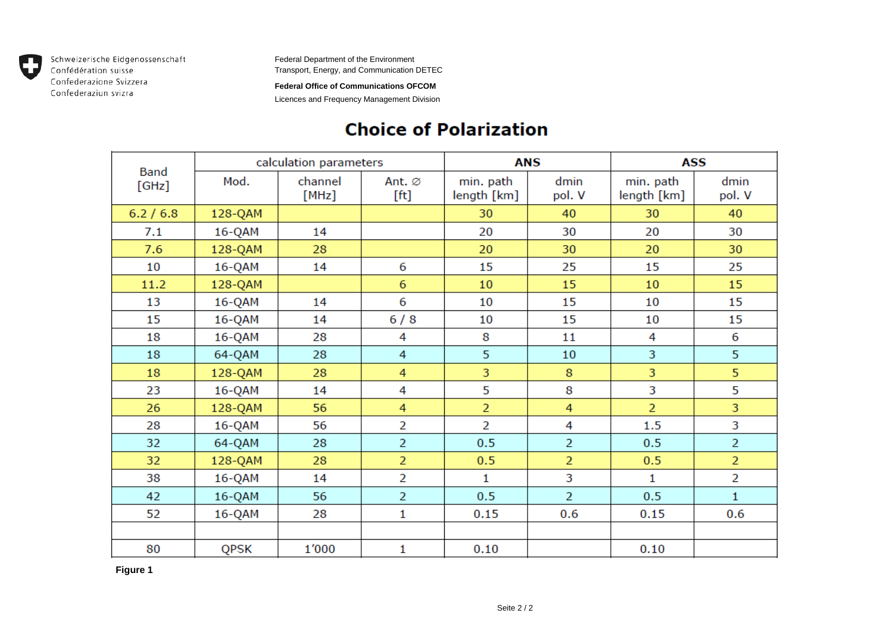Schweizerische Eidgenossenschaft
Confédération suisse
Confederazione Svizzera
Confederaziun svizra

Federal Department of the Environment
Transport, Energy, and Communication DETEC

**Federal Office of Communications OFCOM**

Licences and Frequency Management Division

# Choice of Polarization

| Band [GHz] | calculation parameters | | | ANS | | ASS | |
|---|---|---|---|---|---|---|---|
| | Mod. | channel [MHz] | Ant. ∅ [ft] | min. path length [km] | dmin pol. V | min. path length [km] | dmin pol. V |
| 6.2 / 6.8 | 128-QAM | | | 30 | 40 | 30 | 40 |
| 7.1 | 16-QAM | 14 | | 20 | 30 | 20 | 30 |
| 7.6 | 128-QAM | 28 | | 20 | 30 | 20 | 30 |
| 10 | 16-QAM | 14 | 6 | 15 | 25 | 15 | 25 |
| 11.2 | 128-QAM | | 6 | 10 | 15 | 10 | 15 |
| 13 | 16-QAM | 14 | 6 | 10 | 15 | 10 | 15 |
| 15 | 16-QAM | 14 | 6 / 8 | 10 | 15 | 10 | 15 |
| 18 | 16-QAM | 28 | 4 | 8 | 11 | 4 | 6 |
| 18 | 64-QAM | 28 | 4 | 5 | 10 | 3 | 5 |
| 18 | 128-QAM | 28 | 4 | 3 | 8 | 3 | 5 |
| 23 | 16-QAM | 14 | 4 | 5 | 8 | 3 | 5 |
| 26 | 128-QAM | 56 | 4 | 2 | 4 | 2 | 3 |
| 28 | 16-QAM | 56 | 2 | 2 | 4 | 1.5 | 3 |
| 32 | 64-QAM | 28 | 2 | 0.5 | 2 | 0.5 | 2 |
| 32 | 128-QAM | 28 | 2 | 0.5 | 2 | 0.5 | 2 |
| 38 | 16-QAM | 14 | 2 | 1 | 3 | 1 | 2 |
| 42 | 16-QAM | 56 | 2 | 0.5 | 2 | 0.5 | 1 |
| 52 | 16-QAM | 28 | 1 | 0.15 | 0.6 | 0.15 | 0.6 |
| | | | | | | | |
| 80 | QPSK | 1'000 | 1 | 0.10 | | 0.10 | |

**Figure 1**